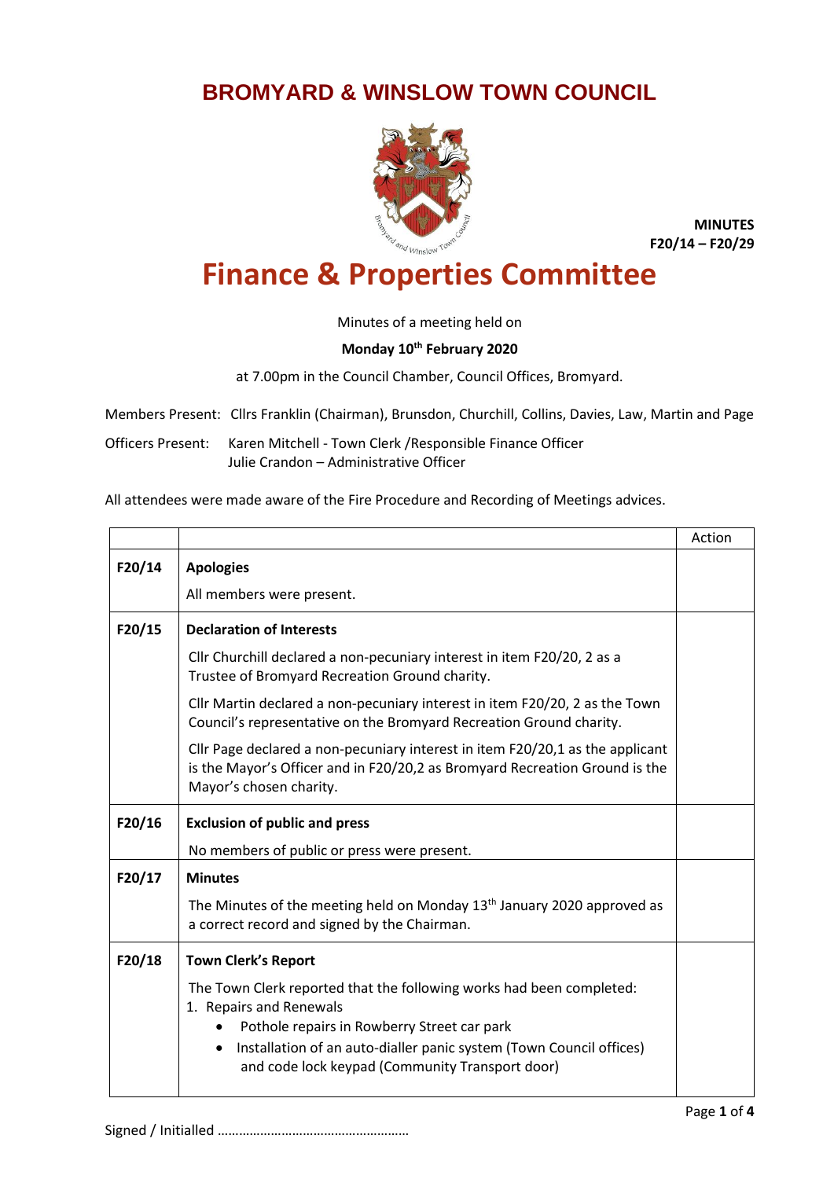# BROMYARD & WINSLOW TOWN COUNCIL

**MINUTES**
**F20/14 – F20/29**

# Finance & Properties Committee

Minutes of a meeting held on

**Monday 10th February 2020**

at 7.00pm in the Council Chamber, Council Offices, Bromyard.

Members Present: Cllrs Franklin (Chairman), Brunsdon, Churchill, Collins, Davies, Law, Martin and Page

Officers Present: Karen Mitchell - Town Clerk /Responsible Finance Officer
Julie Crandon – Administrative Officer

All attendees were made aware of the Fire Procedure and Recording of Meetings advices.

| | | Action |
|---|---|---|
| F20/14 | **Apologies**<br><br>All members were present. | |
| F20/15 | **Declaration of Interests**<br><br>Cllr Churchill declared a non-pecuniary interest in item F20/20, 2 as a Trustee of Bromyard Recreation Ground charity.<br><br>Cllr Martin declared a non-pecuniary interest in item F20/20, 2 as the Town Council's representative on the Bromyard Recreation Ground charity.<br><br>Cllr Page declared a non-pecuniary interest in item F20/20,1 as the applicant is the Mayor's Officer and in F20/20,2 as Bromyard Recreation Ground is the Mayor's chosen charity. | |
| F20/16 | **Exclusion of public and press**<br><br>No members of public or press were present. | |
| F20/17 | **Minutes**<br><br>The Minutes of the meeting held on Monday 13th January 2020 approved as a correct record and signed by the Chairman. | |
| F20/18 | **Town Clerk's Report**<br><br>The Town Clerk reported that the following works had been completed:<br>1. Repairs and Renewals<br>• Pothole repairs in Rowberry Street car park<br>• Installation of an auto-dialler panic system (Town Council offices) and code lock keypad (Community Transport door) | |

Signed / Initialled ………………………………………………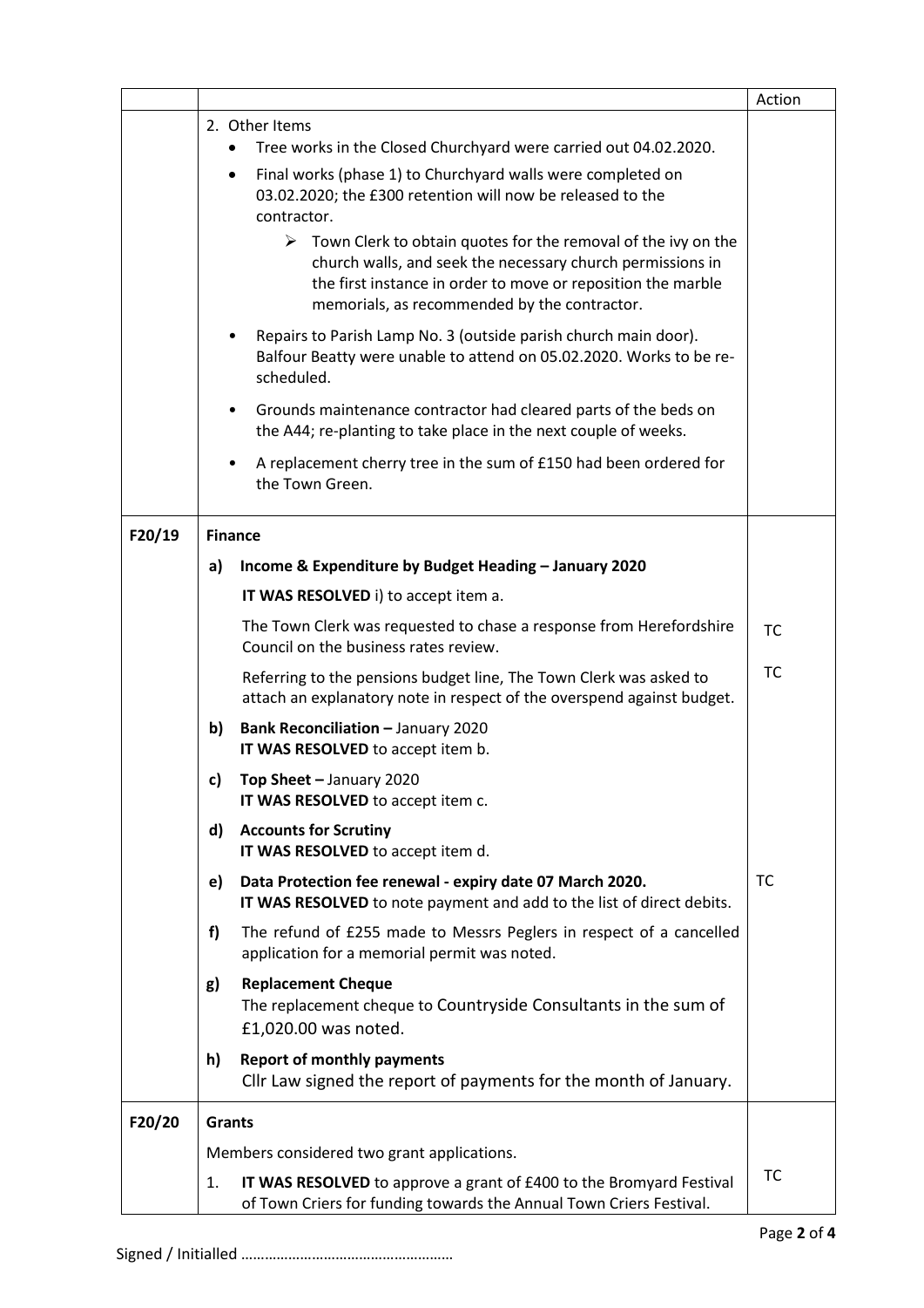| | | Action |
|---|---|---|
| | 2. Other Items<br>• Tree works in the Closed Churchyard were carried out 04.02.2020.<br>• Final works (phase 1) to Churchyard walls were completed on 03.02.2020; the £300 retention will now be released to the contractor.<br>➢ Town Clerk to obtain quotes for the removal of the ivy on the church walls, and seek the necessary church permissions in the first instance in order to move or reposition the marble memorials, as recommended by the contractor.<br>• Repairs to Parish Lamp No. 3 (outside parish church main door). Balfour Beatty were unable to attend on 05.02.2020. Works to be re-scheduled.<br>• Grounds maintenance contractor had cleared parts of the beds on the A44; re-planting to take place in the next couple of weeks.<br>• A replacement cherry tree in the sum of £150 had been ordered for the Town Green. | |
| F20/19 | **Finance** | |
| | **a) Income & Expenditure by Budget Heading – January 2020** | |
| | **IT WAS RESOLVED** i) to accept item a. | |
| | The Town Clerk was requested to chase a response from Herefordshire Council on the business rates review. | TC |
| | Referring to the pensions budget line, The Town Clerk was asked to attach an explanatory note in respect of the overspend against budget. | TC |
| | **b) Bank Reconciliation –** January 2020<br>**IT WAS RESOLVED** to accept item b. | |
| | **c) Top Sheet –** January 2020<br>**IT WAS RESOLVED** to accept item c. | |
| | **d) Accounts for Scrutiny**<br>**IT WAS RESOLVED** to accept item d. | |
| | **e) Data Protection fee renewal - expiry date 07 March 2020.**<br>**IT WAS RESOLVED** to note payment and add to the list of direct debits. | TC |
| | **f)** The refund of £255 made to Messrs Peglers in respect of a cancelled application for a memorial permit was noted. | |
| | **g) Replacement Cheque**<br>The replacement cheque to Countryside Consultants in the sum of £1,020.00 was noted. | |
| | **h) Report of monthly payments**<br>Cllr Law signed the report of payments for the month of January. | |
| F20/20 | **Grants** | |
| | Members considered two grant applications. | |
| | 1. **IT WAS RESOLVED** to approve a grant of £400 to the Bromyard Festival of Town Criers for funding towards the Annual Town Criers Festival. | TC |

Signed / Initialled ………………………………………………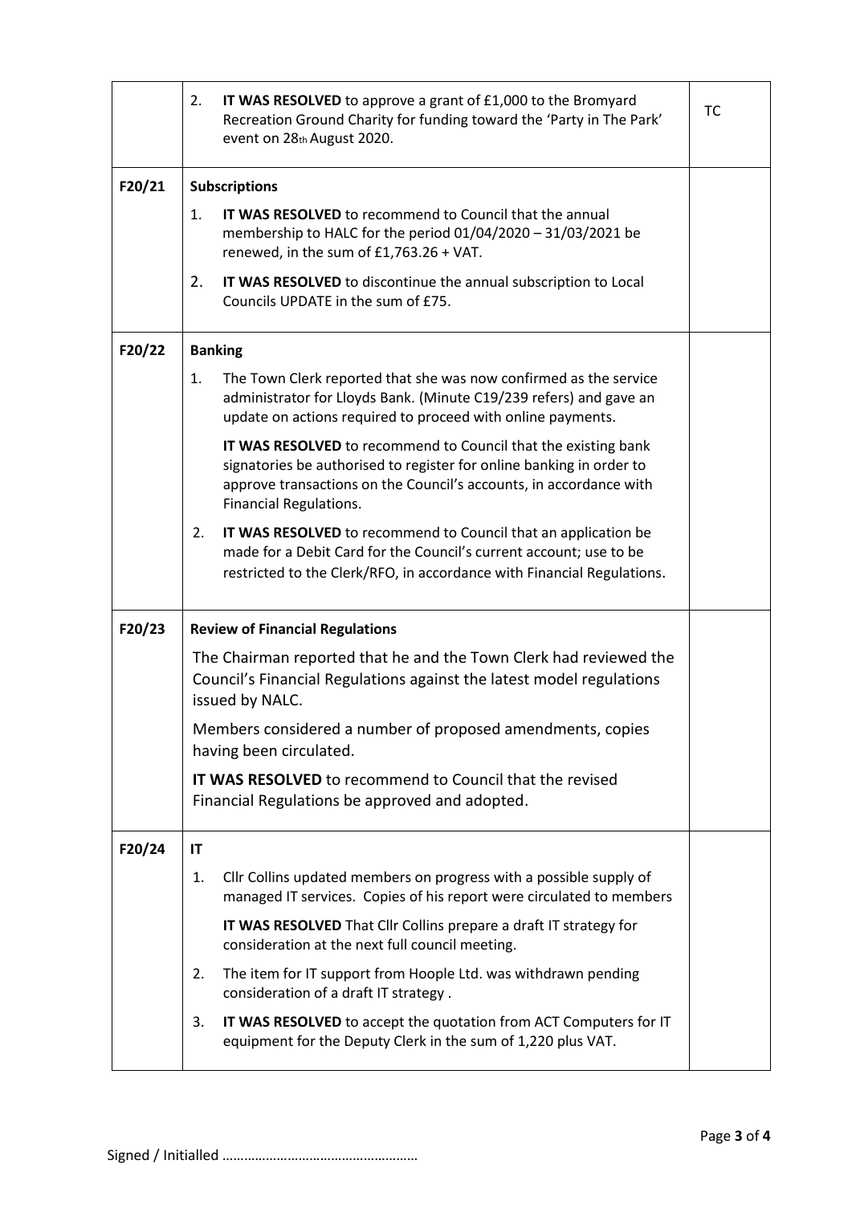| | | |
|---|---|---|
| | 2. **IT WAS RESOLVED** to approve a grant of £1,000 to the Bromyard Recreation Ground Charity for funding toward the 'Party in The Park' event on 28th August 2020. | TC |
| F20/21 | **Subscriptions**<br>1. **IT WAS RESOLVED** to recommend to Council that the annual membership to HALC for the period 01/04/2020 – 31/03/2021 be renewed, in the sum of £1,763.26 + VAT.<br>2. **IT WAS RESOLVED** to discontinue the annual subscription to Local Councils UPDATE in the sum of £75. | |
| F20/22 | **Banking**<br>1. The Town Clerk reported that she was now confirmed as the service administrator for Lloyds Bank. (Minute C19/239 refers) and gave an update on actions required to proceed with online payments.<br>**IT WAS RESOLVED** to recommend to Council that the existing bank signatories be authorised to register for online banking in order to approve transactions on the Council's accounts, in accordance with Financial Regulations.<br>2. **IT WAS RESOLVED** to recommend to Council that an application be made for a Debit Card for the Council's current account; use to be restricted to the Clerk/RFO, in accordance with Financial Regulations. | |
| F20/23 | **Review of Financial Regulations**<br>The Chairman reported that he and the Town Clerk had reviewed the Council's Financial Regulations against the latest model regulations issued by NALC.<br>Members considered a number of proposed amendments, copies having been circulated.<br>**IT WAS RESOLVED** to recommend to Council that the revised Financial Regulations be approved and adopted. | |
| F20/24 | **IT**<br>1. Cllr Collins updated members on progress with a possible supply of managed IT services. Copies of his report were circulated to members<br>**IT WAS RESOLVED** That Cllr Collins prepare a draft IT strategy for consideration at the next full council meeting.<br>2. The item for IT support from Hoople Ltd. was withdrawn pending consideration of a draft IT strategy .<br>3. **IT WAS RESOLVED** to accept the quotation from ACT Computers for IT equipment for the Deputy Clerk in the sum of 1,220 plus VAT. | |

Signed / Initialled ………………………………………………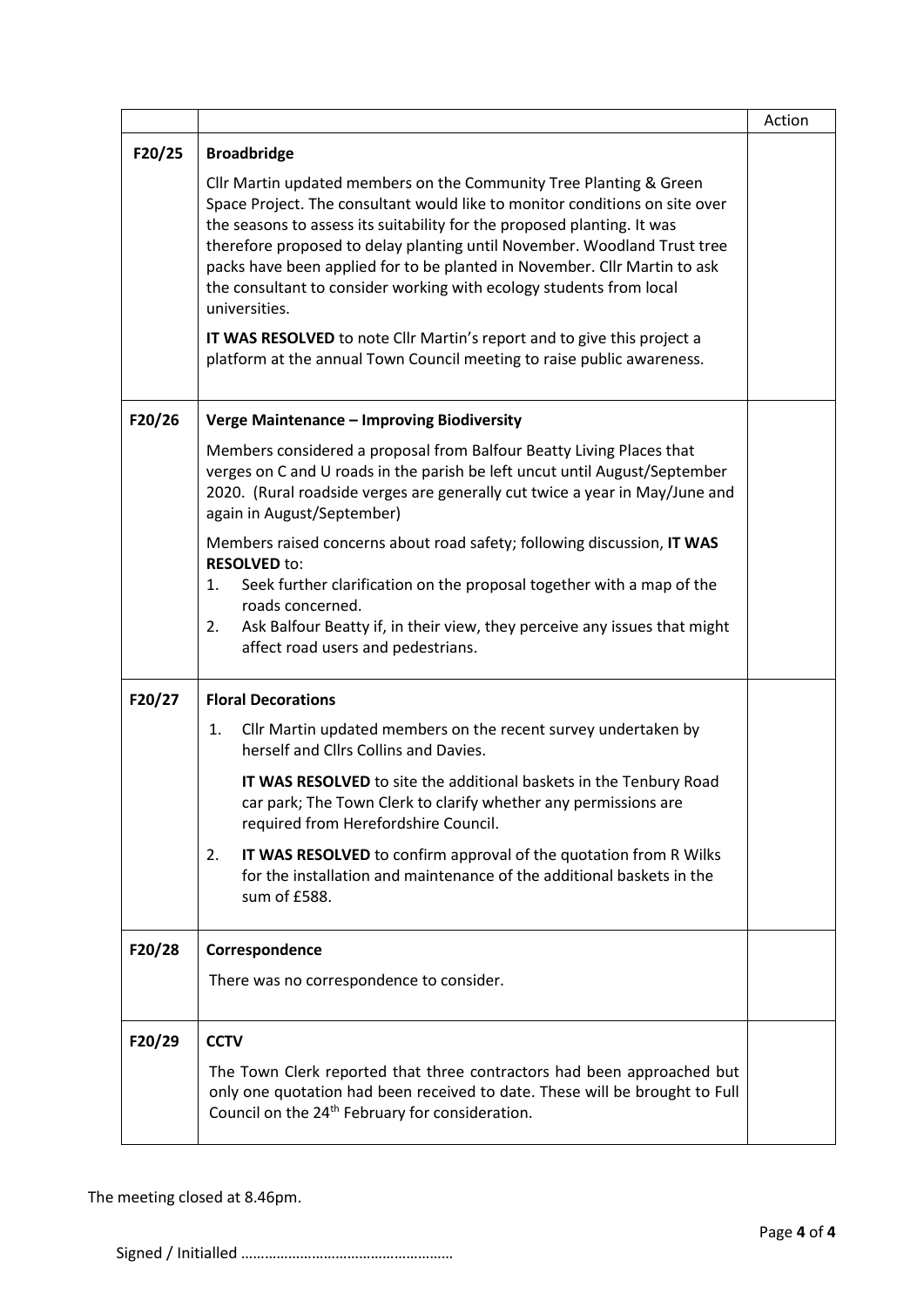| | | Action |
|---|---|---|
| F20/25 | **Broadbridge**<br><br>Cllr Martin updated members on the Community Tree Planting & Green Space Project. The consultant would like to monitor conditions on site over the seasons to assess its suitability for the proposed planting. It was therefore proposed to delay planting until November. Woodland Trust tree packs have been applied for to be planted in November. Cllr Martin to ask the consultant to consider working with ecology students from local universities.<br><br>**IT WAS RESOLVED** to note Cllr Martin's report and to give this project a platform at the annual Town Council meeting to raise public awareness. | |
| F20/26 | **Verge Maintenance – Improving Biodiversity**<br><br>Members considered a proposal from Balfour Beatty Living Places that verges on C and U roads in the parish be left uncut until August/September 2020. (Rural roadside verges are generally cut twice a year in May/June and again in August/September)<br><br>Members raised concerns about road safety; following discussion, **IT WAS RESOLVED** to:<br>1. Seek further clarification on the proposal together with a map of the roads concerned.<br>2. Ask Balfour Beatty if, in their view, they perceive any issues that might affect road users and pedestrians. | |
| F20/27 | **Floral Decorations**<br><br>1. Cllr Martin updated members on the recent survey undertaken by herself and Cllrs Collins and Davies.<br><br>**IT WAS RESOLVED** to site the additional baskets in the Tenbury Road car park; The Town Clerk to clarify whether any permissions are required from Herefordshire Council.<br><br>2. **IT WAS RESOLVED** to confirm approval of the quotation from R Wilks for the installation and maintenance of the additional baskets in the sum of £588. | |
| F20/28 | **Correspondence**<br><br>There was no correspondence to consider. | |
| F20/29 | **CCTV**<br><br>The Town Clerk reported that three contractors had been approached but only one quotation had been received to date. These will be brought to Full Council on the 24th February for consideration. | |

The meeting closed at 8.46pm.

Signed / Initialled ………………………………………………